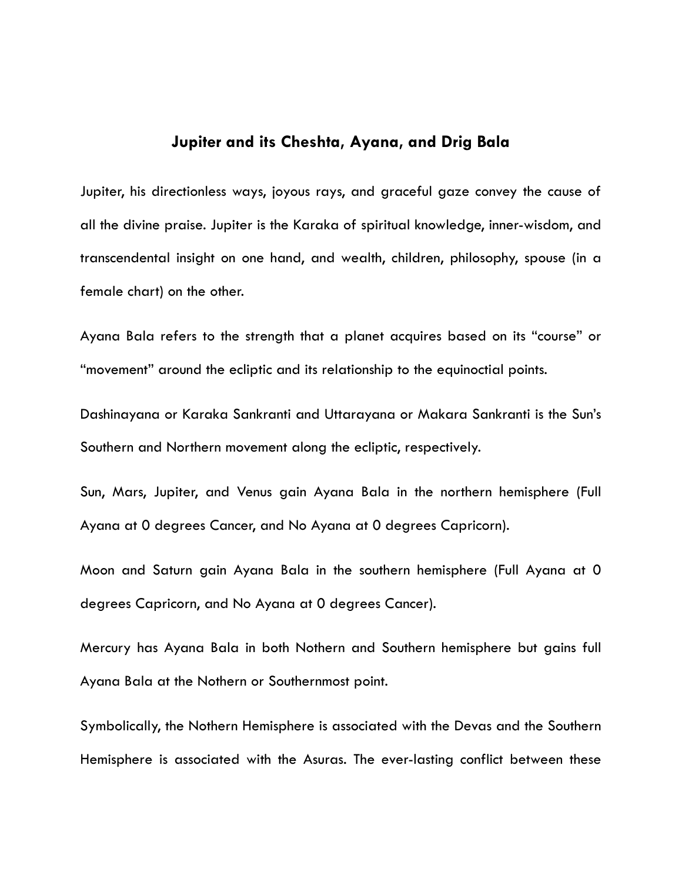# Jupiter and its Cheshta, Ayana, and Drig Bala

Jupiter, his directionless ways, joyous rays, and graceful gaze convey the cause of all the divine praise. Jupiter is the Karaka of spiritual knowledge, inner-wisdom, and transcendental insight on one hand, and wealth, children, philosophy, spouse (in a female chart) on the other.

Ayana Bala refers to the strength that a planet acquires based on its "course" or "movement" around the ecliptic and its relationship to the equinoctial points.

Dashinayana or Karaka Sankranti and Uttarayana or Makara Sankranti is the Sun's Southern and Northern movement along the ecliptic, respectively.

Sun, Mars, Jupiter, and Venus gain Ayana Bala in the northern hemisphere (Full Ayana at 0 degrees Cancer, and No Ayana at 0 degrees Capricorn).

Moon and Saturn gain Ayana Bala in the southern hemisphere (Full Ayana at 0 degrees Capricorn, and No Ayana at 0 degrees Cancer).

Mercury has Ayana Bala in both Nothern and Southern hemisphere but gains full Ayana Bala at the Nothern or Southernmost point.

Symbolically, the Nothern Hemisphere is associated with the Devas and the Southern Hemisphere is associated with the Asuras. The ever-lasting conflict between these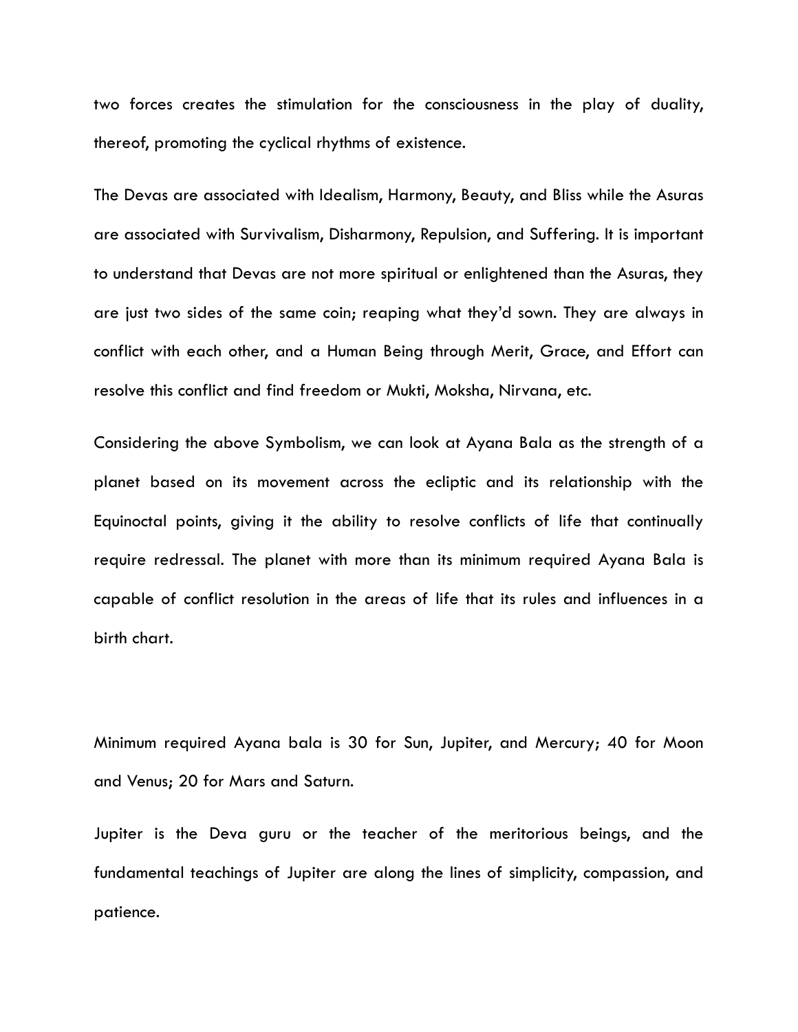two forces creates the stimulation for the consciousness in the play of duality, thereof, promoting the cyclical rhythms of existence.

The Devas are associated with Idealism, Harmony, Beauty, and Bliss while the Asuras are associated with Survivalism, Disharmony, Repulsion, and Suffering. It is important to understand that Devas are not more spiritual or enlightened than the Asuras, they are just two sides of the same coin; reaping what they'd sown. They are always in conflict with each other, and a Human Being through Merit, Grace, and Effort can resolve this conflict and find freedom or Mukti, Moksha, Nirvana, etc.

Considering the above Symbolism, we can look at Ayana Bala as the strength of a planet based on its movement across the ecliptic and its relationship with the Equinoctal points, giving it the ability to resolve conflicts of life that continually require redressal. The planet with more than its minimum required Ayana Bala is capable of conflict resolution in the areas of life that its rules and influences in a birth chart.

Minimum required Ayana bala is 30 for Sun, Jupiter, and Mercury; 40 for Moon and Venus; 20 for Mars and Saturn.

Jupiter is the Deva guru or the teacher of the meritorious beings, and the fundamental teachings of Jupiter are along the lines of simplicity, compassion, and patience.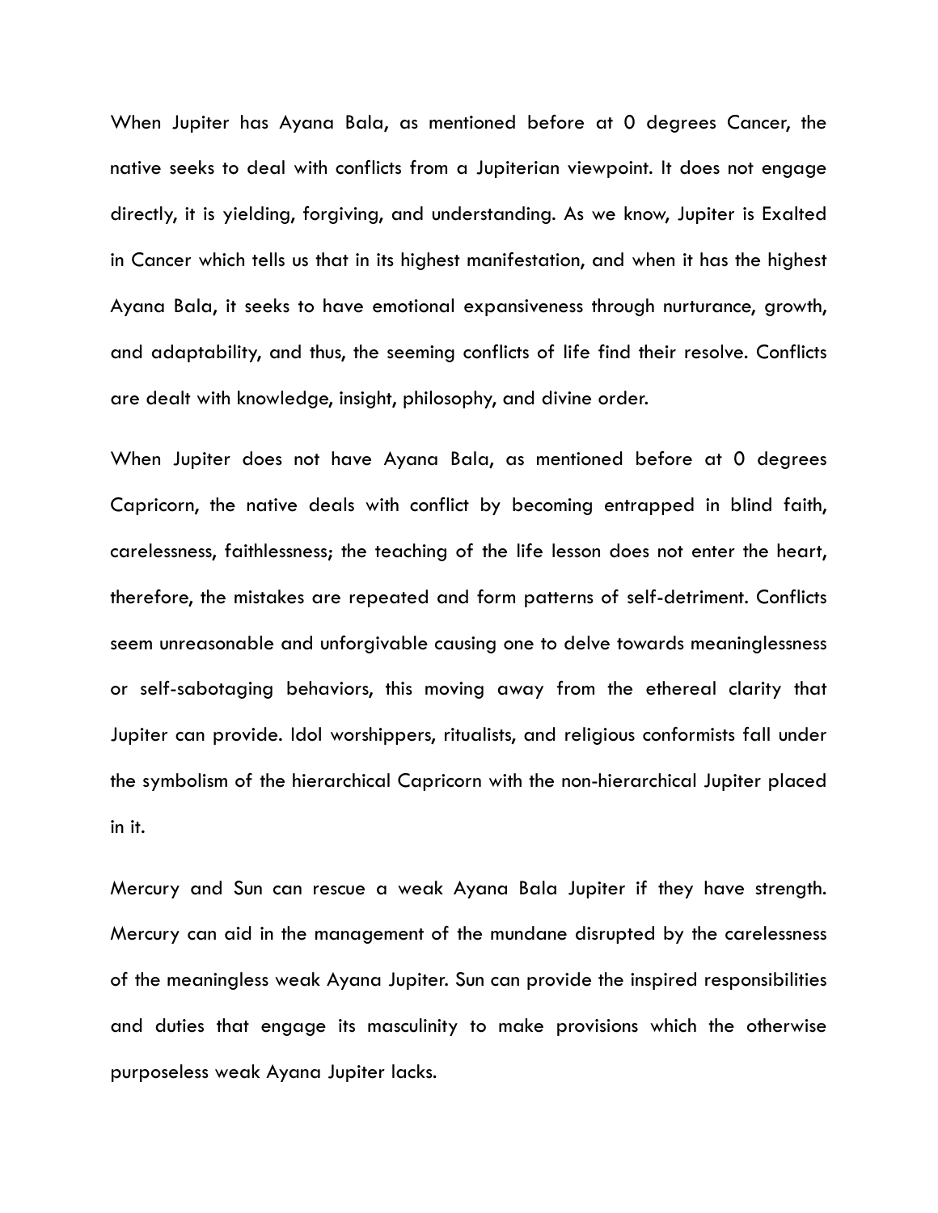When Jupiter has Ayana Bala, as mentioned before at 0 degrees Cancer, the native seeks to deal with conflicts from a Jupiterian viewpoint. It does not engage directly, it is yielding, forgiving, and understanding. As we know, Jupiter is Exalted in Cancer which tells us that in its highest manifestation, and when it has the highest Ayana Bala, it seeks to have emotional expansiveness through nurturance, growth, and adaptability, and thus, the seeming conflicts of life find their resolve. Conflicts are dealt with knowledge, insight, philosophy, and divine order.

When Jupiter does not have Ayana Bala, as mentioned before at 0 degrees Capricorn, the native deals with conflict by becoming entrapped in blind faith, carelessness, faithlessness; the teaching of the life lesson does not enter the heart, therefore, the mistakes are repeated and form patterns of self-detriment. Conflicts seem unreasonable and unforgivable causing one to delve towards meaninglessness or self-sabotaging behaviors, this moving away from the ethereal clarity that Jupiter can provide. Idol worshippers, ritualists, and religious conformists fall under the symbolism of the hierarchical Capricorn with the non-hierarchical Jupiter placed in it.

Mercury and Sun can rescue a weak Ayana Bala Jupiter if they have strength. Mercury can aid in the management of the mundane disrupted by the carelessness of the meaningless weak Ayana Jupiter. Sun can provide the inspired responsibilities and duties that engage its masculinity to make provisions which the otherwise purposeless weak Ayana Jupiter lacks.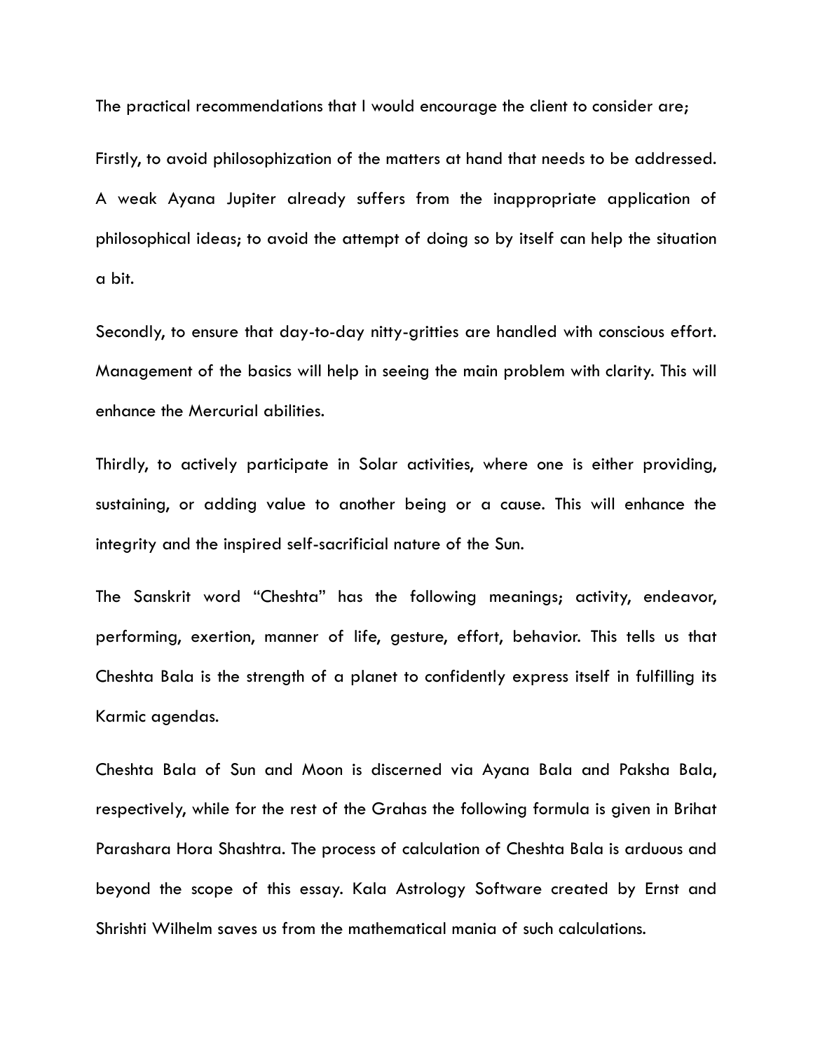The practical recommendations that I would encourage the client to consider are;

Firstly, to avoid philosophization of the matters at hand that needs to be addressed. A weak Ayana Jupiter already suffers from the inappropriate application of philosophical ideas; to avoid the attempt of doing so by itself can help the situation a bit.

Secondly, to ensure that day-to-day nitty-gritties are handled with conscious effort. Management of the basics will help in seeing the main problem with clarity. This will enhance the Mercurial abilities.

Thirdly, to actively participate in Solar activities, where one is either providing, sustaining, or adding value to another being or a cause. This will enhance the integrity and the inspired self-sacrificial nature of the Sun.

The Sanskrit word "Cheshta" has the following meanings; activity, endeavor, performing, exertion, manner of life, gesture, effort, behavior. This tells us that Cheshta Bala is the strength of a planet to confidently express itself in fulfilling its Karmic agendas.

Cheshta Bala of Sun and Moon is discerned via Ayana Bala and Paksha Bala, respectively, while for the rest of the Grahas the following formula is given in Brihat Parashara Hora Shashtra. The process of calculation of Cheshta Bala is arduous and beyond the scope of this essay. Kala Astrology Software created by Ernst and Shrishti Wilhelm saves us from the mathematical mania of such calculations.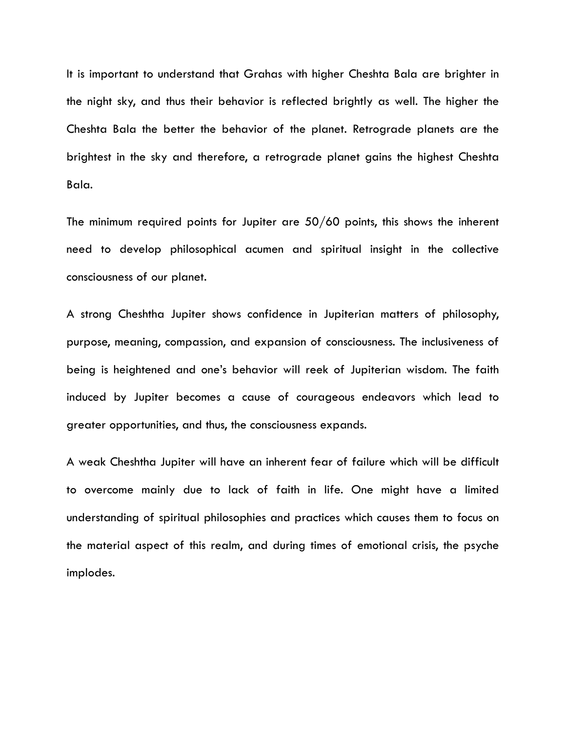It is important to understand that Grahas with higher Cheshta Bala are brighter in the night sky, and thus their behavior is reflected brightly as well. The higher the Cheshta Bala the better the behavior of the planet. Retrograde planets are the brightest in the sky and therefore, a retrograde planet gains the highest Cheshta Bala.

The minimum required points for Jupiter are 50/60 points, this shows the inherent need to develop philosophical acumen and spiritual insight in the collective consciousness of our planet.

A strong Cheshtha Jupiter shows confidence in Jupiterian matters of philosophy, purpose, meaning, compassion, and expansion of consciousness. The inclusiveness of being is heightened and one's behavior will reek of Jupiterian wisdom. The faith induced by Jupiter becomes a cause of courageous endeavors which lead to greater opportunities, and thus, the consciousness expands.

A weak Cheshtha Jupiter will have an inherent fear of failure which will be difficult to overcome mainly due to lack of faith in life. One might have a limited understanding of spiritual philosophies and practices which causes them to focus on the material aspect of this realm, and during times of emotional crisis, the psyche implodes.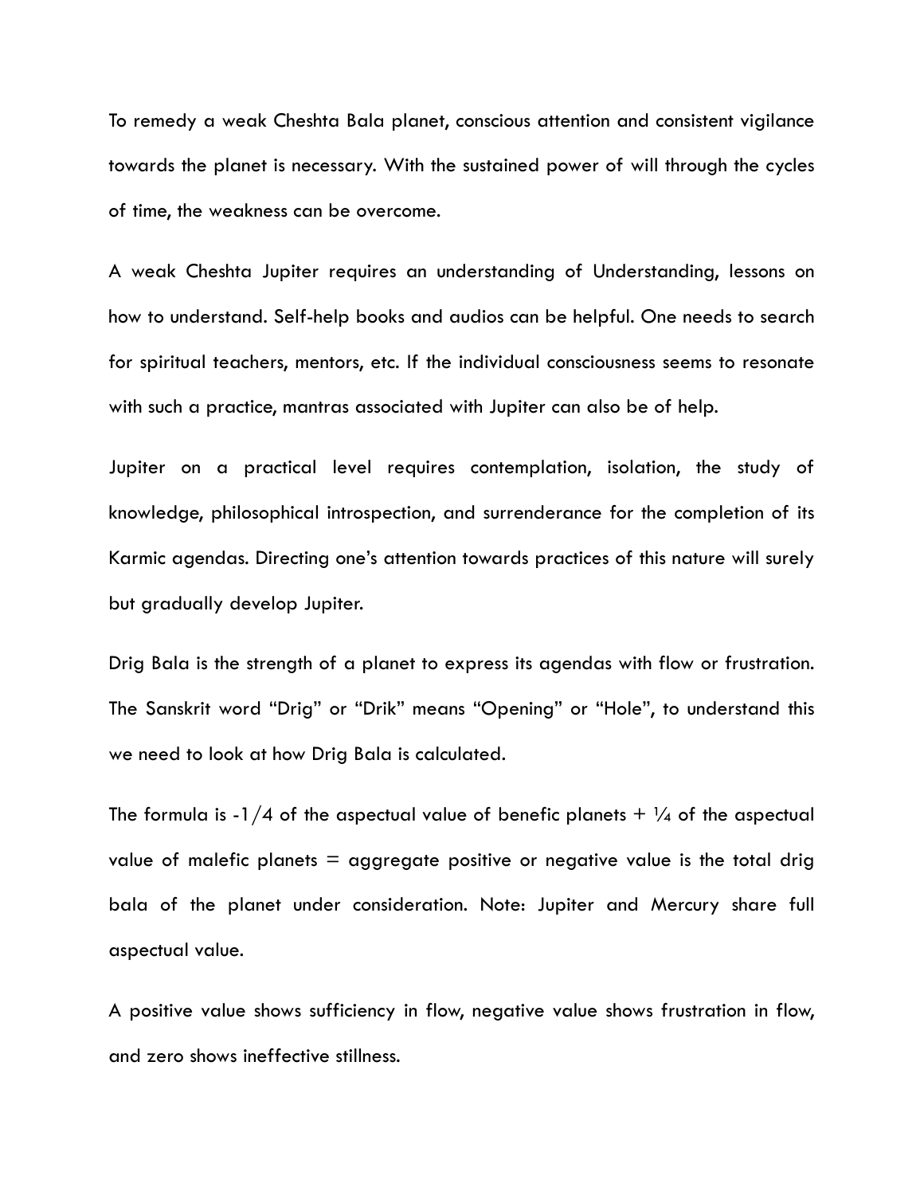To remedy a weak Cheshta Bala planet, conscious attention and consistent vigilance towards the planet is necessary. With the sustained power of will through the cycles of time, the weakness can be overcome.

A weak Cheshta Jupiter requires an understanding of Understanding, lessons on how to understand. Self-help books and audios can be helpful. One needs to search for spiritual teachers, mentors, etc. If the individual consciousness seems to resonate with such a practice, mantras associated with Jupiter can also be of help.

Jupiter on a practical level requires contemplation, isolation, the study of knowledge, philosophical introspection, and surrenderance for the completion of its Karmic agendas. Directing one's attention towards practices of this nature will surely but gradually develop Jupiter.

Drig Bala is the strength of a planet to express its agendas with flow or frustration. The Sanskrit word "Drig" or "Drik" means "Opening" or "Hole", to understand this we need to look at how Drig Bala is calculated.

The formula is $-1/4$ of the aspectual value of benefic planets + $1/4$ of the aspectual value of malefic planets = aggregate positive or negative value is the total drig bala of the planet under consideration. Note: Jupiter and Mercury share full aspectual value.

A positive value shows sufficiency in flow, negative value shows frustration in flow, and zero shows ineffective stillness.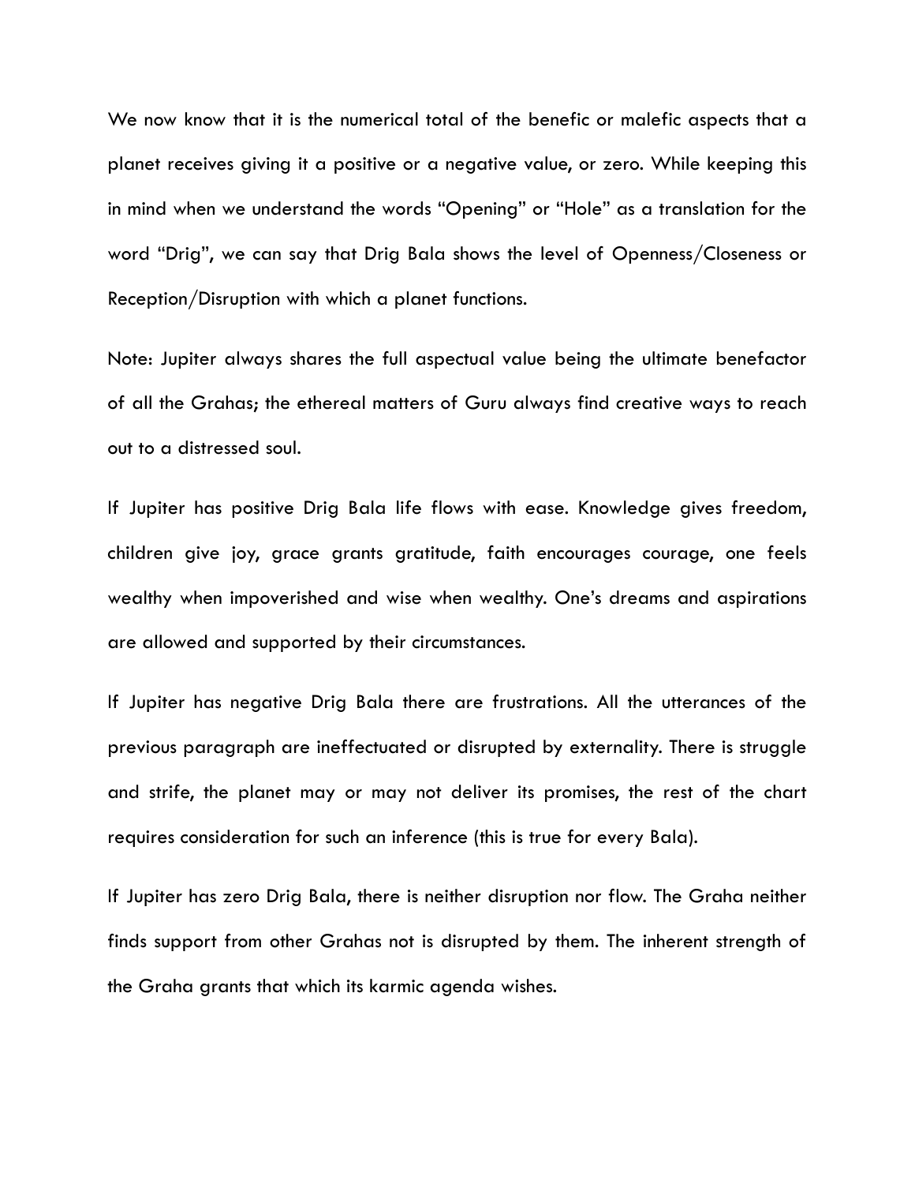We now know that it is the numerical total of the benefic or malefic aspects that a planet receives giving it a positive or a negative value, or zero. While keeping this in mind when we understand the words "Opening" or "Hole" as a translation for the word "Drig", we can say that Drig Bala shows the level of Openness/Closeness or Reception/Disruption with which a planet functions.

Note: Jupiter always shares the full aspectual value being the ultimate benefactor of all the Grahas; the ethereal matters of Guru always find creative ways to reach out to a distressed soul.

If Jupiter has positive Drig Bala life flows with ease. Knowledge gives freedom, children give joy, grace grants gratitude, faith encourages courage, one feels wealthy when impoverished and wise when wealthy. One's dreams and aspirations are allowed and supported by their circumstances.

If Jupiter has negative Drig Bala there are frustrations. All the utterances of the previous paragraph are ineffectuated or disrupted by externality. There is struggle and strife, the planet may or may not deliver its promises, the rest of the chart requires consideration for such an inference (this is true for every Bala).

If Jupiter has zero Drig Bala, there is neither disruption nor flow. The Graha neither finds support from other Grahas not is disrupted by them. The inherent strength of the Graha grants that which its karmic agenda wishes.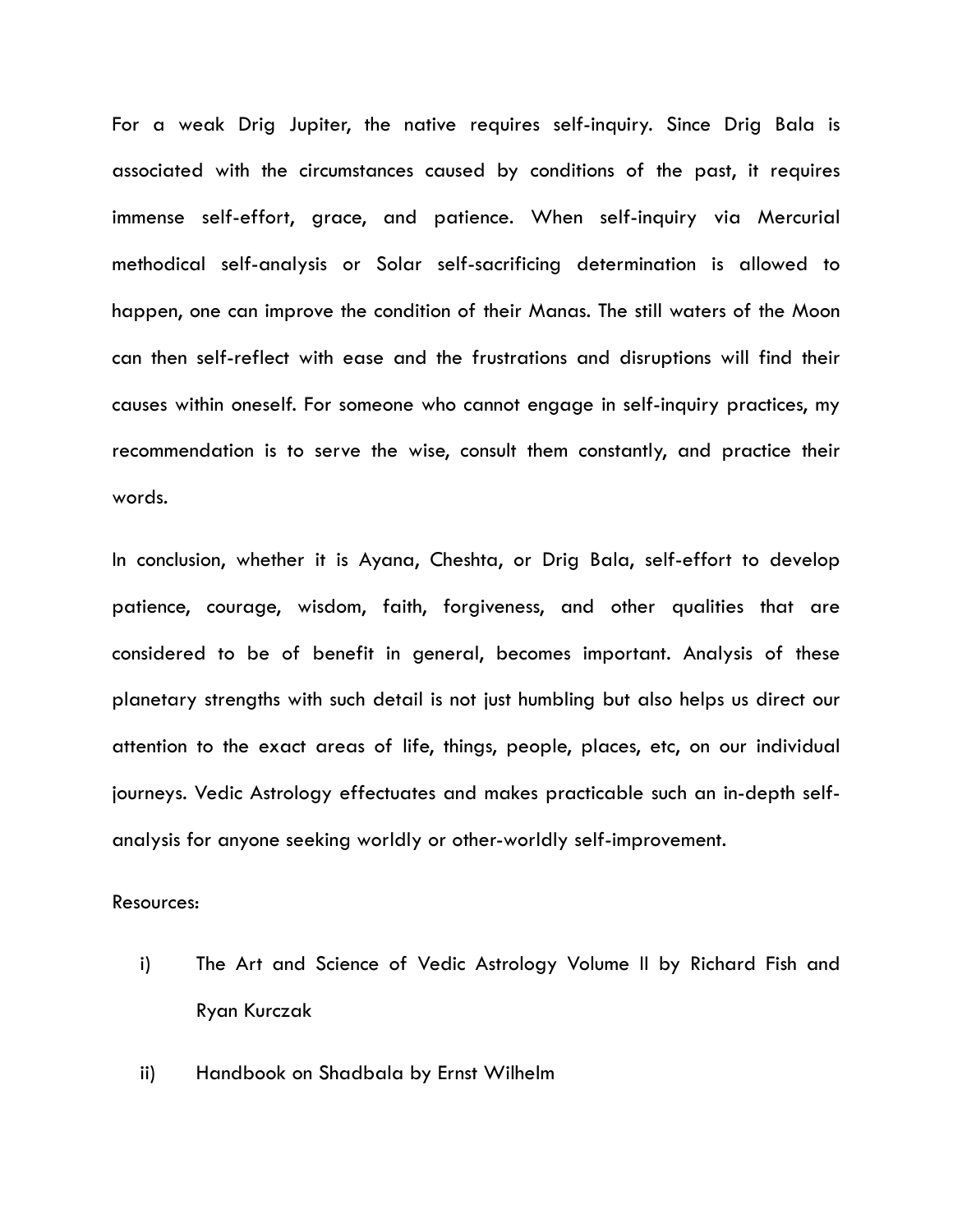For a weak Drig Jupiter, the native requires self-inquiry. Since Drig Bala is associated with the circumstances caused by conditions of the past, it requires immense self-effort, grace, and patience. When self-inquiry via Mercurial methodical self-analysis or Solar self-sacrificing determination is allowed to happen, one can improve the condition of their Manas. The still waters of the Moon can then self-reflect with ease and the frustrations and disruptions will find their causes within oneself. For someone who cannot engage in self-inquiry practices, my recommendation is to serve the wise, consult them constantly, and practice their words.

In conclusion, whether it is Ayana, Cheshta, or Drig Bala, self-effort to develop patience, courage, wisdom, faith, forgiveness, and other qualities that are considered to be of benefit in general, becomes important. Analysis of these planetary strengths with such detail is not just humbling but also helps us direct our attention to the exact areas of life, things, people, places, etc, on our individual journeys. Vedic Astrology effectuates and makes practicable such an in-depth self-analysis for anyone seeking worldly or other-worldly self-improvement.

Resources:

i) The Art and Science of Vedic Astrology Volume II by Richard Fish and Ryan Kurczak

ii) Handbook on Shadbala by Ernst Wilhelm